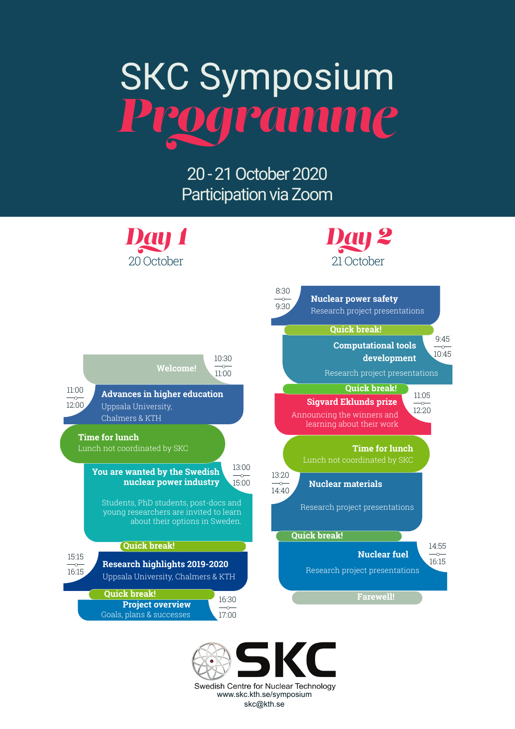# SKC Symposium *Programme*

20 - 21 October 2020

Participation via Zoom

## Day 1

20 October

**10:30 – 11:00** **Welcome!**

**11:00 – 12:00** **Advances in higher education**
Uppsala University, Chalmers & KTH

**Time for lunch**
Lunch not coordinated by SKC

**13:00 – 15:00** **You are wanted by the Swedish nuclear power industry**
Students, PhD students, post-docs and young researchers are invited to learn about their options in Sweden.

**Quick break!**

**15:15 – 16:15** **Research highlights 2019-2020**
Uppsala University, Chalmers & KTH

**Quick break!**

**16:30 – 17:00** **Project overview**
Goals, plans & successes

## Day 2

21 October

**8:30 – 9:30** **Nuclear power safety**
Research project presentations

**Quick break!**

**9:45 – 10:45** **Computational tools development**
Research project presentations

**Quick break!**

**11:05 – 12:20** **Sigvard Eklunds prize**
Announcing the winners and learning about their work

**Time for lunch**
Lunch not coordinated by SKC

**13:20 – 14:40** **Nuclear materials**
Research project presentations

**Quick break!**

**14:55 – 16:15** **Nuclear fuel**
Research project presentations

**Farewell!**

SKC
Swedish Centre for Nuclear Technology
www.skc.kth.se/symposium
skc@kth.se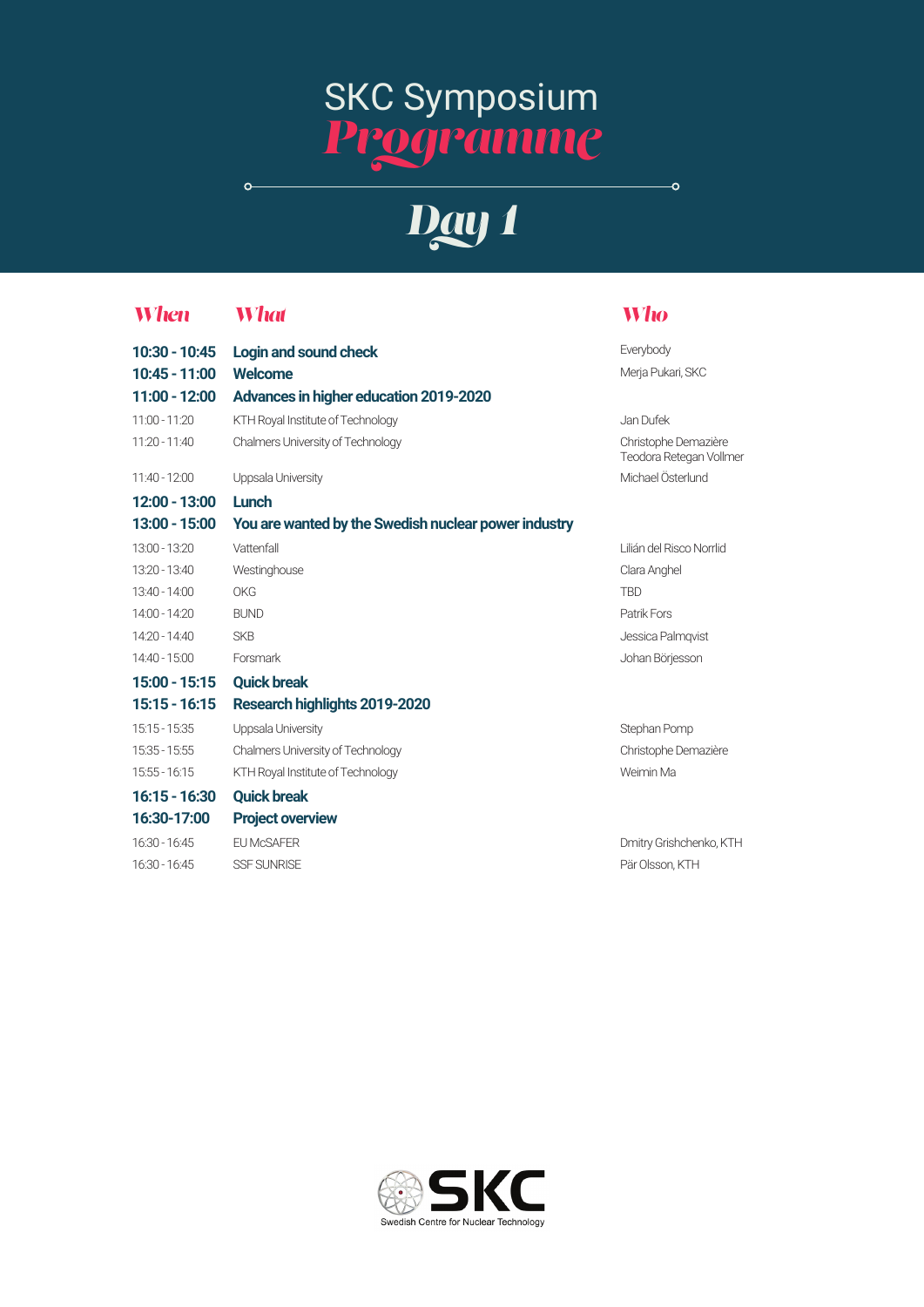# SKC Symposium
# *Programme*

## *Day 1*

| When | What | Who |
|---|---|---|
| **10:30 - 10:45** | **Login and sound check** | Everybody |
| **10:45 - 11:00** | **Welcome** | Merja Pukari, SKC |
| **11:00 - 12:00** | **Advances in higher education 2019-2020** | |
| 11:00 - 11:20 | KTH Royal Institute of Technology | Jan Dufek |
| 11:20 - 11:40 | Chalmers University of Technology | Christophe Demazière<br>Teodora Retegan Vollmer |
| 11:40 - 12:00 | Uppsala University | Michael Österlund |
| **12:00 - 13:00** | **Lunch** | |
| **13:00 - 15:00** | **You are wanted by the Swedish nuclear power industry** | |
| 13:00 - 13:20 | Vattenfall | Lilián del Risco Norrlid |
| 13:20 - 13:40 | Westinghouse | Clara Anghel |
| 13:40 - 14:00 | OKG | TBD |
| 14:00 - 14:20 | BUND | Patrik Fors |
| 14:20 - 14:40 | SKB | Jessica Palmqvist |
| 14:40 - 15:00 | Forsmark | Johan Börjesson |
| **15:00 - 15:15** | **Quick break** | |
| **15:15 - 16:15** | **Research highlights 2019-2020** | |
| 15:15 - 15:35 | Uppsala University | Stephan Pomp |
| 15:35 - 15:55 | Chalmers University of Technology | Christophe Demazière |
| 15:55 - 16:15 | KTH Royal Institute of Technology | Weimin Ma |
| **16:15 - 16:30** | **Quick break** | |
| **16:30-17:00** | **Project overview** | |
| 16:30 - 16:45 | EU McSAFER | Dmitry Grishchenko, KTH |
| 16:30 - 16:45 | SSF SUNRISE | Pär Olsson, KTH |

SKC
Swedish Centre for Nuclear Technology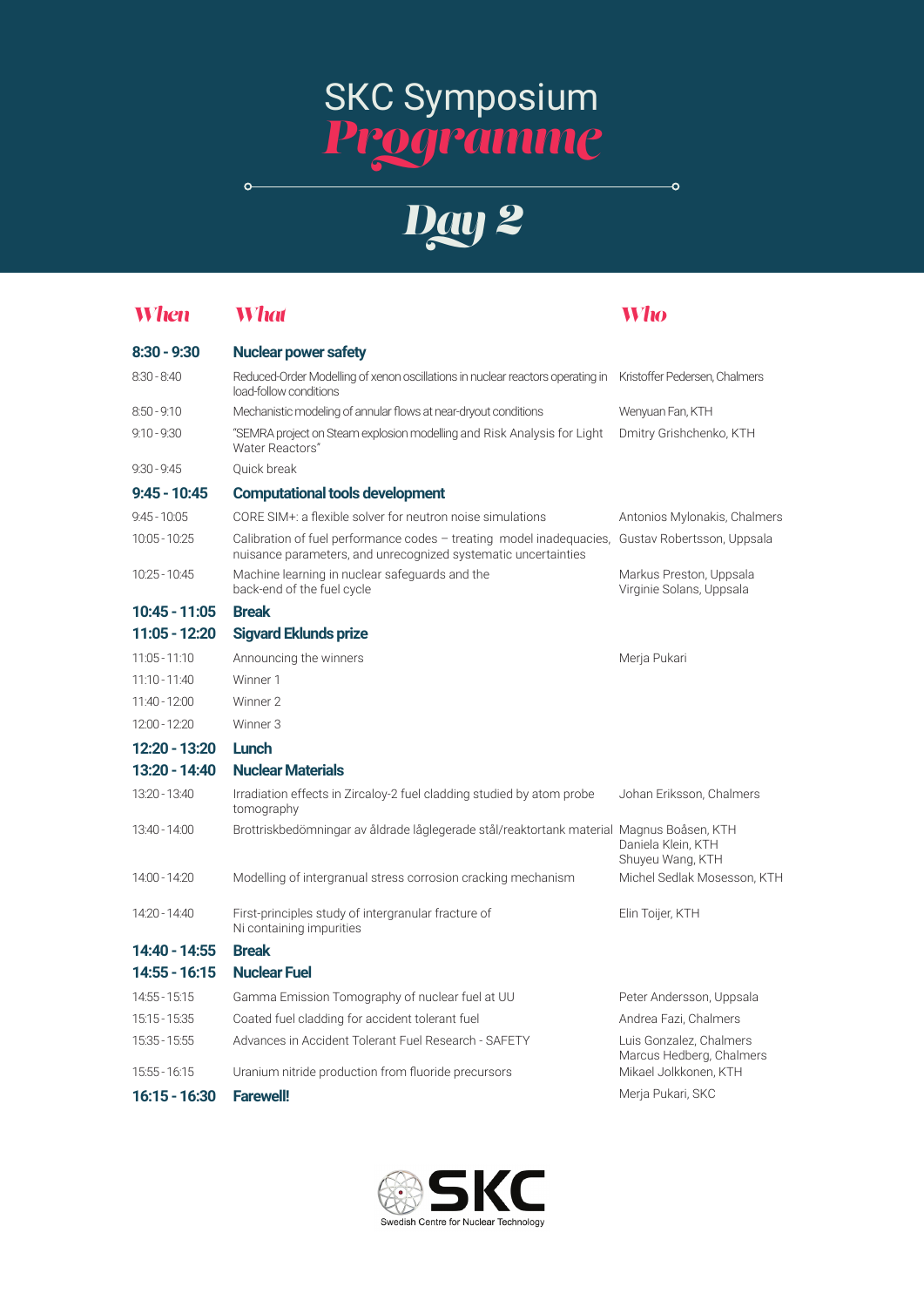# SKC Symposium Programme

## Day 2

| When | What | Who |
|---|---|---|
| **8:30 - 9:30** | **Nuclear power safety** | |
| 8:30 - 8:40 | Reduced-Order Modelling of xenon oscillations in nuclear reactors operating in load-follow conditions | Kristoffer Pedersen, Chalmers |
| 8:50 - 9:10 | Mechanistic modeling of annular flows at near-dryout conditions | Wenyuan Fan, KTH |
| 9:10 - 9:30 | "SEMRA project on Steam explosion modelling and Risk Analysis for Light Water Reactors" | Dmitry Grishchenko, KTH |
| 9:30 - 9:45 | Quick break | |
| **9:45 - 10:45** | **Computational tools development** | |
| 9:45 - 10:05 | CORE SIM+: a flexible solver for neutron noise simulations | Antonios Mylonakis, Chalmers |
| 10:05 - 10:25 | Calibration of fuel performance codes – treating model inadequacies, nuisance parameters, and unrecognized systematic uncertainties | Gustav Robertsson, Uppsala |
| 10:25 - 10:45 | Machine learning in nuclear safeguards and the back-end of the fuel cycle | Markus Preston, Uppsala<br>Virginie Solans, Uppsala |
| **10:45 - 11:05** | **Break** | |
| **11:05 - 12:20** | **Sigvard Eklunds prize** | |
| 11:05 - 11:10 | Announcing the winners | Merja Pukari |
| 11:10 - 11:40 | Winner 1 | |
| 11:40 - 12:00 | Winner 2 | |
| 12:00 - 12:20 | Winner 3 | |
| **12:20 - 13:20** | **Lunch** | |
| **13:20 - 14:40** | **Nuclear Materials** | |
| 13:20 - 13:40 | Irradiation effects in Zircaloy-2 fuel cladding studied by atom probe tomography | Johan Eriksson, Chalmers |
| 13:40 - 14:00 | Brottriskbedömningar av åldrade låglegerade stål/reaktortank material | Magnus Boåsen, KTH<br>Daniela Klein, KTH<br>Shuyeu Wang, KTH |
| 14:00 - 14:20 | Modelling of intergranual stress corrosion cracking mechanism | Michel Sedlak Mosesson, KTH |
| 14:20 - 14:40 | First-principles study of intergranular fracture of Ni containing impurities | Elin Toijer, KTH |
| **14:40 - 14:55** | **Break** | |
| **14:55 - 16:15** | **Nuclear Fuel** | |
| 14:55 - 15:15 | Gamma Emission Tomography of nuclear fuel at UU | Peter Andersson, Uppsala |
| 15:15 - 15:35 | Coated fuel cladding for accident tolerant fuel | Andrea Fazi, Chalmers |
| 15:35 - 15:55 | Advances in Accident Tolerant Fuel Research - SAFETY | Luis Gonzalez, Chalmers<br>Marcus Hedberg, Chalmers |
| 15:55 - 16:15 | Uranium nitride production from fluoride precursors | Mikael Jolkkonen, KTH |
| **16:15 - 16:30** | **Farewell!** | Merja Pukari, SKC |

SKC
Swedish Centre for Nuclear Technology